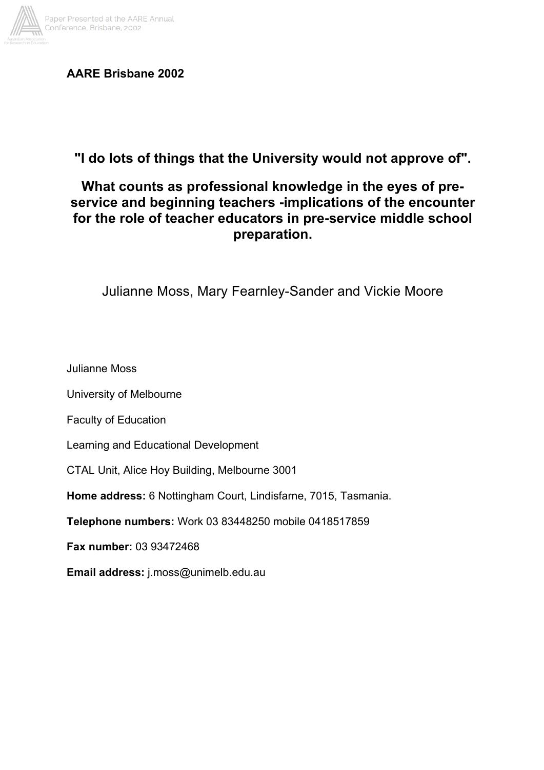**AARE Brisbane 2002**

# "I do lots of things that the University would not approve of".

## What counts as professional knowledge in the eyes of pre-service and beginning teachers -implications of the encounter for the role of teacher educators in pre-service middle school preparation.

Julianne Moss, Mary Fearnley-Sander and Vickie Moore

Julianne Moss

University of Melbourne

Faculty of Education

Learning and Educational Development

CTAL Unit, Alice Hoy Building, Melbourne 3001

**Home address:** 6 Nottingham Court, Lindisfarne, 7015, Tasmania.

**Telephone numbers:** Work 03 83448250 mobile 0418517859

**Fax number:** 03 93472468

**Email address:** j.moss@unimelb.edu.au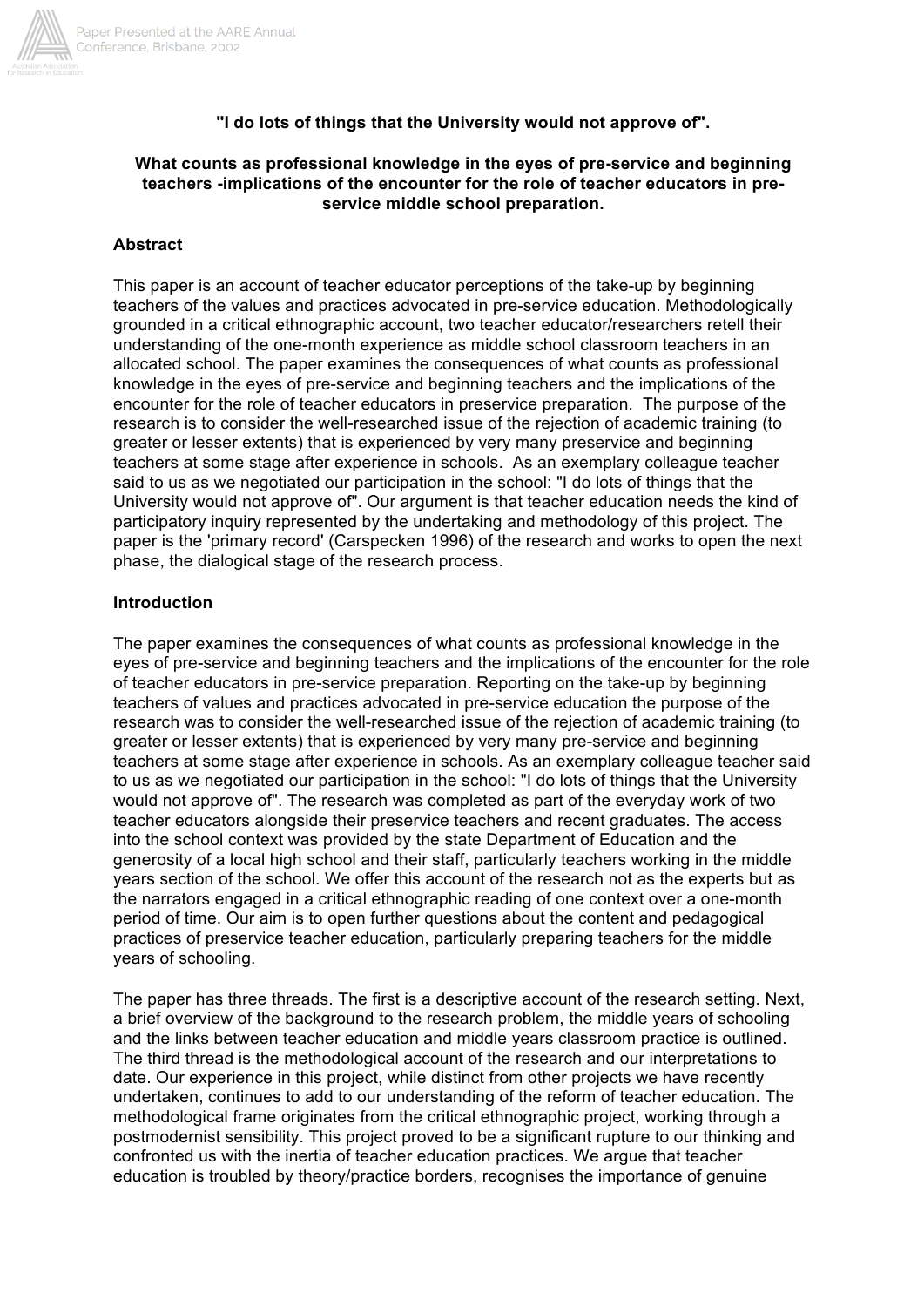**"I do lots of things that the University would not approve of".**

**What counts as professional knowledge in the eyes of pre-service and beginning teachers -implications of the encounter for the role of teacher educators in pre-service middle school preparation.**

## Abstract

This paper is an account of teacher educator perceptions of the take-up by beginning teachers of the values and practices advocated in pre-service education. Methodologically grounded in a critical ethnographic account, two teacher educator/researchers retell their understanding of the one-month experience as middle school classroom teachers in an allocated school. The paper examines the consequences of what counts as professional knowledge in the eyes of pre-service and beginning teachers and the implications of the encounter for the role of teacher educators in preservice preparation. The purpose of the research is to consider the well-researched issue of the rejection of academic training (to greater or lesser extents) that is experienced by very many preservice and beginning teachers at some stage after experience in schools. As an exemplary colleague teacher said to us as we negotiated our participation in the school: "I do lots of things that the University would not approve of". Our argument is that teacher education needs the kind of participatory inquiry represented by the undertaking and methodology of this project. The paper is the 'primary record' (Carspecken 1996) of the research and works to open the next phase, the dialogical stage of the research process.

## Introduction

The paper examines the consequences of what counts as professional knowledge in the eyes of pre-service and beginning teachers and the implications of the encounter for the role of teacher educators in pre-service preparation. Reporting on the take-up by beginning teachers of values and practices advocated in pre-service education the purpose of the research was to consider the well-researched issue of the rejection of academic training (to greater or lesser extents) that is experienced by very many pre-service and beginning teachers at some stage after experience in schools. As an exemplary colleague teacher said to us as we negotiated our participation in the school: "I do lots of things that the University would not approve of". The research was completed as part of the everyday work of two teacher educators alongside their preservice teachers and recent graduates. The access into the school context was provided by the state Department of Education and the generosity of a local high school and their staff, particularly teachers working in the middle years section of the school. We offer this account of the research not as the experts but as the narrators engaged in a critical ethnographic reading of one context over a one-month period of time. Our aim is to open further questions about the content and pedagogical practices of preservice teacher education, particularly preparing teachers for the middle years of schooling.

The paper has three threads. The first is a descriptive account of the research setting. Next, a brief overview of the background to the research problem, the middle years of schooling and the links between teacher education and middle years classroom practice is outlined. The third thread is the methodological account of the research and our interpretations to date. Our experience in this project, while distinct from other projects we have recently undertaken, continues to add to our understanding of the reform of teacher education. The methodological frame originates from the critical ethnographic project, working through a postmodernist sensibility. This project proved to be a significant rupture to our thinking and confronted us with the inertia of teacher education practices. We argue that teacher education is troubled by theory/practice borders, recognises the importance of genuine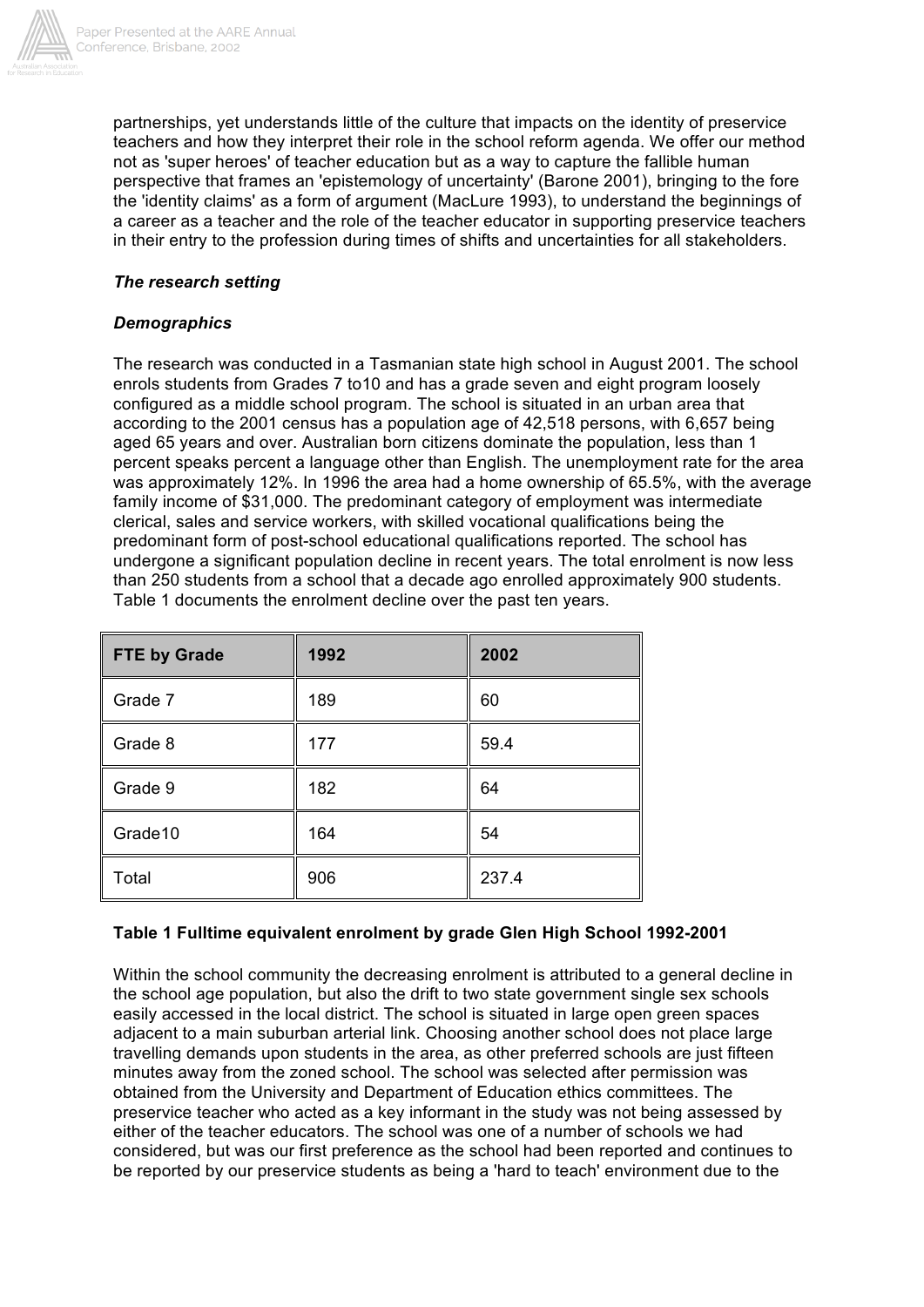partnerships, yet understands little of the culture that impacts on the identity of preservice teachers and how they interpret their role in the school reform agenda. We offer our method not as 'super heroes' of teacher education but as a way to capture the fallible human perspective that frames an 'epistemology of uncertainty' (Barone 2001), bringing to the fore the 'identity claims' as a form of argument (MacLure 1993), to understand the beginnings of a career as a teacher and the role of the teacher educator in supporting preservice teachers in their entry to the profession during times of shifts and uncertainties for all stakeholders.

***The research setting***

***Demographics***

The research was conducted in a Tasmanian state high school in August 2001. The school enrols students from Grades 7 to10 and has a grade seven and eight program loosely configured as a middle school program. The school is situated in an urban area that according to the 2001 census has a population age of 42,518 persons, with 6,657 being aged 65 years and over. Australian born citizens dominate the population, less than 1 percent speaks percent a language other than English. The unemployment rate for the area was approximately 12%. In 1996 the area had a home ownership of 65.5%, with the average family income of $31,000. The predominant category of employment was intermediate clerical, sales and service workers, with skilled vocational qualifications being the predominant form of post-school educational qualifications reported. The school has undergone a significant population decline in recent years. The total enrolment is now less than 250 students from a school that a decade ago enrolled approximately 900 students. Table 1 documents the enrolment decline over the past ten years.

| FTE by Grade | 1992 | 2002 |
|---|---|---|
| Grade 7 | 189 | 60 |
| Grade 8 | 177 | 59.4 |
| Grade 9 | 182 | 64 |
| Grade10 | 164 | 54 |
| Total | 906 | 237.4 |

**Table 1 Fulltime equivalent enrolment by grade Glen High School 1992-2001**

Within the school community the decreasing enrolment is attributed to a general decline in the school age population, but also the drift to two state government single sex schools easily accessed in the local district. The school is situated in large open green spaces adjacent to a main suburban arterial link. Choosing another school does not place large travelling demands upon students in the area, as other preferred schools are just fifteen minutes away from the zoned school. The school was selected after permission was obtained from the University and Department of Education ethics committees. The preservice teacher who acted as a key informant in the study was not being assessed by either of the teacher educators. The school was one of a number of schools we had considered, but was our first preference as the school had been reported and continues to be reported by our preservice students as being a 'hard to teach' environment due to the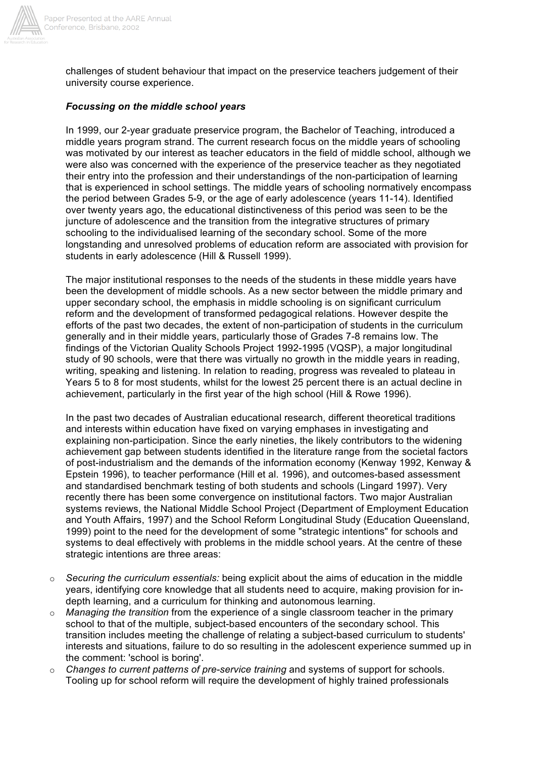challenges of student behaviour that impact on the preservice teachers judgement of their university course experience.

### *Focussing on the middle school years*

In 1999, our 2-year graduate preservice program, the Bachelor of Teaching, introduced a middle years program strand. The current research focus on the middle years of schooling was motivated by our interest as teacher educators in the field of middle school, although we were also was concerned with the experience of the preservice teacher as they negotiated their entry into the profession and their understandings of the non-participation of learning that is experienced in school settings. The middle years of schooling normatively encompass the period between Grades 5-9, or the age of early adolescence (years 11-14). Identified over twenty years ago, the educational distinctiveness of this period was seen to be the juncture of adolescence and the transition from the integrative structures of primary schooling to the individualised learning of the secondary school. Some of the more longstanding and unresolved problems of education reform are associated with provision for students in early adolescence (Hill & Russell 1999).

The major institutional responses to the needs of the students in these middle years have been the development of middle schools. As a new sector between the middle primary and upper secondary school, the emphasis in middle schooling is on significant curriculum reform and the development of transformed pedagogical relations. However despite the efforts of the past two decades, the extent of non-participation of students in the curriculum generally and in their middle years, particularly those of Grades 7-8 remains low. The findings of the Victorian Quality Schools Project 1992-1995 (VQSP), a major longitudinal study of 90 schools, were that there was virtually no growth in the middle years in reading, writing, speaking and listening. In relation to reading, progress was revealed to plateau in Years 5 to 8 for most students, whilst for the lowest 25 percent there is an actual decline in achievement, particularly in the first year of the high school (Hill & Rowe 1996).

In the past two decades of Australian educational research, different theoretical traditions and interests within education have fixed on varying emphases in investigating and explaining non-participation. Since the early nineties, the likely contributors to the widening achievement gap between students identified in the literature range from the societal factors of post-industrialism and the demands of the information economy (Kenway 1992, Kenway & Epstein 1996), to teacher performance (Hill et al. 1996), and outcomes-based assessment and standardised benchmark testing of both students and schools (Lingard 1997). Very recently there has been some convergence on institutional factors. Two major Australian systems reviews, the National Middle School Project (Department of Employment Education and Youth Affairs, 1997) and the School Reform Longitudinal Study (Education Queensland, 1999) point to the need for the development of some "strategic intentions" for schools and systems to deal effectively with problems in the middle school years. At the centre of these strategic intentions are three areas:

- *Securing the curriculum essentials:* being explicit about the aims of education in the middle years, identifying core knowledge that all students need to acquire, making provision for in-depth learning, and a curriculum for thinking and autonomous learning.
- *Managing the transition* from the experience of a single classroom teacher in the primary school to that of the multiple, subject-based encounters of the secondary school. This transition includes meeting the challenge of relating a subject-based curriculum to students' interests and situations, failure to do so resulting in the adolescent experience summed up in the comment: 'school is boring'.
- *Changes to current patterns of pre-service training* and systems of support for schools. Tooling up for school reform will require the development of highly trained professionals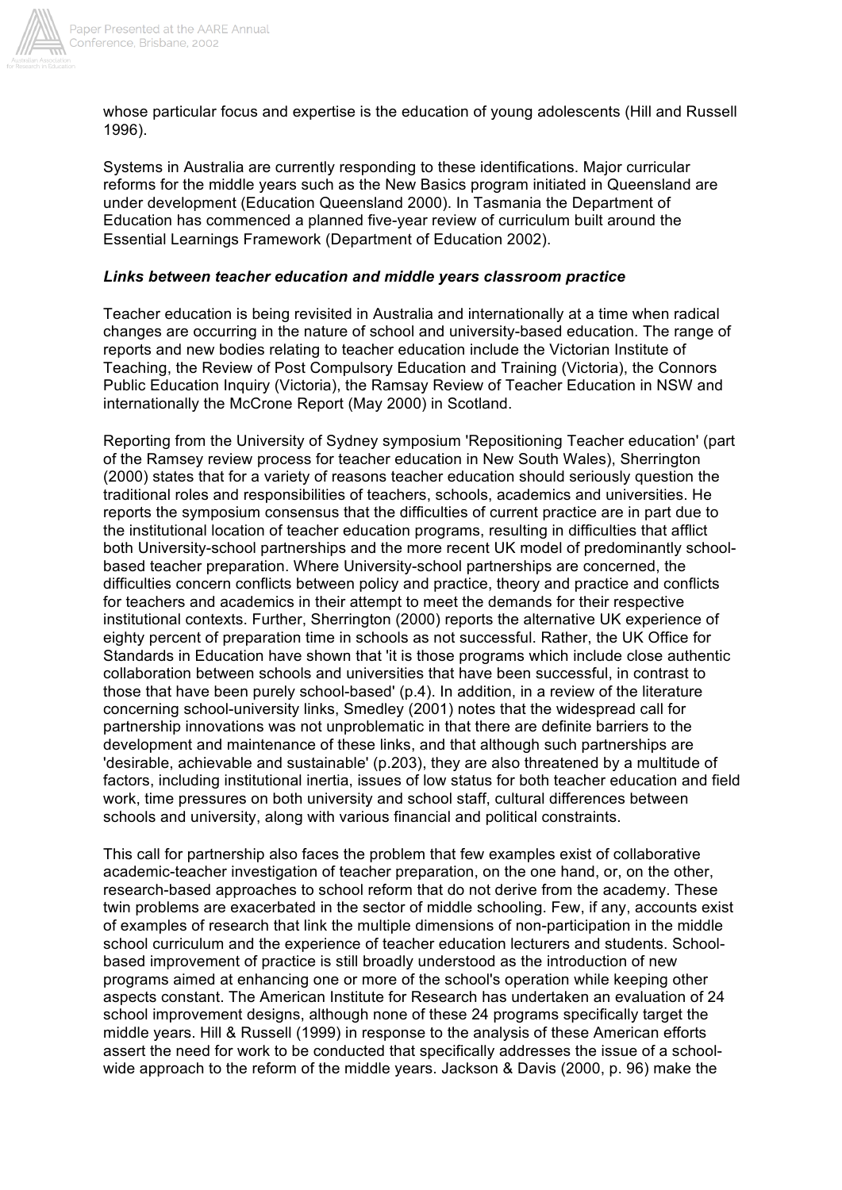whose particular focus and expertise is the education of young adolescents (Hill and Russell 1996).

Systems in Australia are currently responding to these identifications. Major curricular reforms for the middle years such as the New Basics program initiated in Queensland are under development (Education Queensland 2000). In Tasmania the Department of Education has commenced a planned five-year review of curriculum built around the Essential Learnings Framework (Department of Education 2002).

***Links between teacher education and middle years classroom practice***

Teacher education is being revisited in Australia and internationally at a time when radical changes are occurring in the nature of school and university-based education. The range of reports and new bodies relating to teacher education include the Victorian Institute of Teaching, the Review of Post Compulsory Education and Training (Victoria), the Connors Public Education Inquiry (Victoria), the Ramsay Review of Teacher Education in NSW and internationally the McCrone Report (May 2000) in Scotland.

Reporting from the University of Sydney symposium 'Repositioning Teacher education' (part of the Ramsey review process for teacher education in New South Wales), Sherrington (2000) states that for a variety of reasons teacher education should seriously question the traditional roles and responsibilities of teachers, schools, academics and universities. He reports the symposium consensus that the difficulties of current practice are in part due to the institutional location of teacher education programs, resulting in difficulties that afflict both University-school partnerships and the more recent UK model of predominantly school-based teacher preparation. Where University-school partnerships are concerned, the difficulties concern conflicts between policy and practice, theory and practice and conflicts for teachers and academics in their attempt to meet the demands for their respective institutional contexts. Further, Sherrington (2000) reports the alternative UK experience of eighty percent of preparation time in schools as not successful. Rather, the UK Office for Standards in Education have shown that 'it is those programs which include close authentic collaboration between schools and universities that have been successful, in contrast to those that have been purely school-based' (p.4). In addition, in a review of the literature concerning school-university links, Smedley (2001) notes that the widespread call for partnership innovations was not unproblematic in that there are definite barriers to the development and maintenance of these links, and that although such partnerships are 'desirable, achievable and sustainable' (p.203), they are also threatened by a multitude of factors, including institutional inertia, issues of low status for both teacher education and field work, time pressures on both university and school staff, cultural differences between schools and university, along with various financial and political constraints.

This call for partnership also faces the problem that few examples exist of collaborative academic-teacher investigation of teacher preparation, on the one hand, or, on the other, research-based approaches to school reform that do not derive from the academy. These twin problems are exacerbated in the sector of middle schooling. Few, if any, accounts exist of examples of research that link the multiple dimensions of non-participation in the middle school curriculum and the experience of teacher education lecturers and students. School-based improvement of practice is still broadly understood as the introduction of new programs aimed at enhancing one or more of the school's operation while keeping other aspects constant. The American Institute for Research has undertaken an evaluation of 24 school improvement designs, although none of these 24 programs specifically target the middle years. Hill & Russell (1999) in response to the analysis of these American efforts assert the need for work to be conducted that specifically addresses the issue of a school-wide approach to the reform of the middle years. Jackson & Davis (2000, p. 96) make the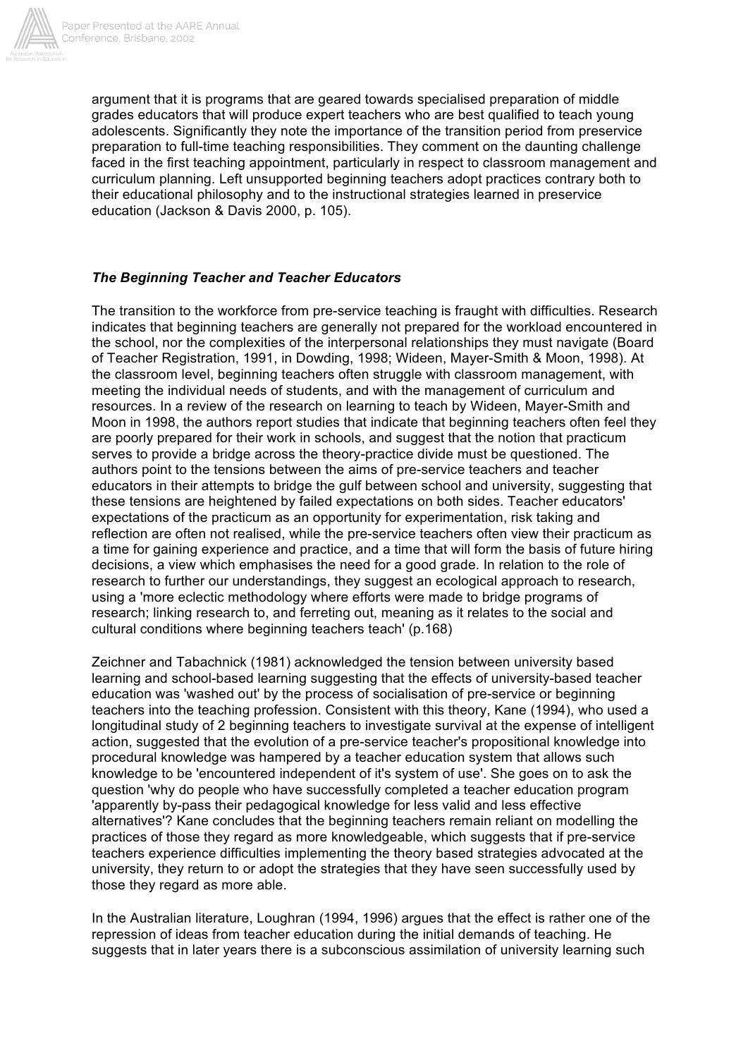argument that it is programs that are geared towards specialised preparation of middle grades educators that will produce expert teachers who are best qualified to teach young adolescents. Significantly they note the importance of the transition period from preservice preparation to full-time teaching responsibilities. They comment on the daunting challenge faced in the first teaching appointment, particularly in respect to classroom management and curriculum planning. Left unsupported beginning teachers adopt practices contrary both to their educational philosophy and to the instructional strategies learned in preservice education (Jackson & Davis 2000, p. 105).

### *The Beginning Teacher and Teacher Educators*

The transition to the workforce from pre-service teaching is fraught with difficulties. Research indicates that beginning teachers are generally not prepared for the workload encountered in the school, nor the complexities of the interpersonal relationships they must navigate (Board of Teacher Registration, 1991, in Dowding, 1998; Wideen, Mayer-Smith & Moon, 1998). At the classroom level, beginning teachers often struggle with classroom management, with meeting the individual needs of students, and with the management of curriculum and resources. In a review of the research on learning to teach by Wideen, Mayer-Smith and Moon in 1998, the authors report studies that indicate that beginning teachers often feel they are poorly prepared for their work in schools, and suggest that the notion that practicum serves to provide a bridge across the theory-practice divide must be questioned. The authors point to the tensions between the aims of pre-service teachers and teacher educators in their attempts to bridge the gulf between school and university, suggesting that these tensions are heightened by failed expectations on both sides. Teacher educators' expectations of the practicum as an opportunity for experimentation, risk taking and reflection are often not realised, while the pre-service teachers often view their practicum as a time for gaining experience and practice, and a time that will form the basis of future hiring decisions, a view which emphasises the need for a good grade. In relation to the role of research to further our understandings, they suggest an ecological approach to research, using a 'more eclectic methodology where efforts were made to bridge programs of research; linking research to, and ferreting out, meaning as it relates to the social and cultural conditions where beginning teachers teach' (p.168)

Zeichner and Tabachnick (1981) acknowledged the tension between university based learning and school-based learning suggesting that the effects of university-based teacher education was 'washed out' by the process of socialisation of pre-service or beginning teachers into the teaching profession. Consistent with this theory, Kane (1994), who used a longitudinal study of 2 beginning teachers to investigate survival at the expense of intelligent action, suggested that the evolution of a pre-service teacher's propositional knowledge into procedural knowledge was hampered by a teacher education system that allows such knowledge to be 'encountered independent of it's system of use'. She goes on to ask the question 'why do people who have successfully completed a teacher education program 'apparently by-pass their pedagogical knowledge for less valid and less effective alternatives'? Kane concludes that the beginning teachers remain reliant on modelling the practices of those they regard as more knowledgeable, which suggests that if pre-service teachers experience difficulties implementing the theory based strategies advocated at the university, they return to or adopt the strategies that they have seen successfully used by those they regard as more able.

In the Australian literature, Loughran (1994, 1996) argues that the effect is rather one of the repression of ideas from teacher education during the initial demands of teaching. He suggests that in later years there is a subconscious assimilation of university learning such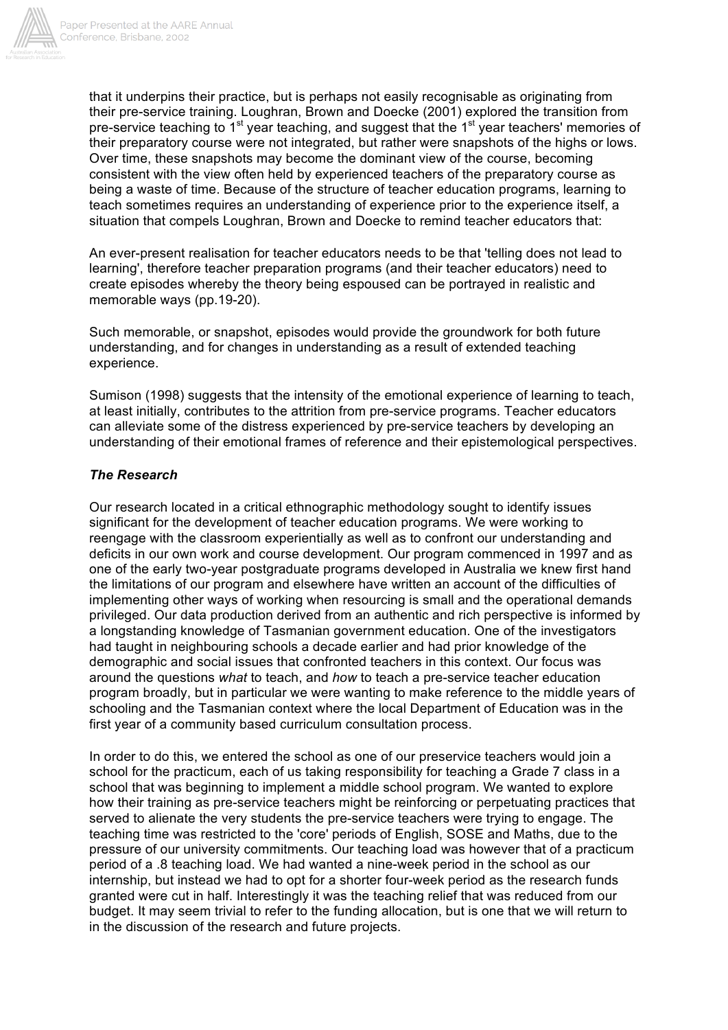that it underpins their practice, but is perhaps not easily recognisable as originating from their pre-service training. Loughran, Brown and Doecke (2001) explored the transition from pre-service teaching to 1st year teaching, and suggest that the 1st year teachers' memories of their preparatory course were not integrated, but rather were snapshots of the highs or lows. Over time, these snapshots may become the dominant view of the course, becoming consistent with the view often held by experienced teachers of the preparatory course as being a waste of time. Because of the structure of teacher education programs, learning to teach sometimes requires an understanding of experience prior to the experience itself, a situation that compels Loughran, Brown and Doecke to remind teacher educators that:

An ever-present realisation for teacher educators needs to be that 'telling does not lead to learning', therefore teacher preparation programs (and their teacher educators) need to create episodes whereby the theory being espoused can be portrayed in realistic and memorable ways (pp.19-20).

Such memorable, or snapshot, episodes would provide the groundwork for both future understanding, and for changes in understanding as a result of extended teaching experience.

Sumison (1998) suggests that the intensity of the emotional experience of learning to teach, at least initially, contributes to the attrition from pre-service programs. Teacher educators can alleviate some of the distress experienced by pre-service teachers by developing an understanding of their emotional frames of reference and their epistemological perspectives.

### *The Research*

Our research located in a critical ethnographic methodology sought to identify issues significant for the development of teacher education programs. We were working to reengage with the classroom experientially as well as to confront our understanding and deficits in our own work and course development. Our program commenced in 1997 and as one of the early two-year postgraduate programs developed in Australia we knew first hand the limitations of our program and elsewhere have written an account of the difficulties of implementing other ways of working when resourcing is small and the operational demands privileged. Our data production derived from an authentic and rich perspective is informed by a longstanding knowledge of Tasmanian government education. One of the investigators had taught in neighbouring schools a decade earlier and had prior knowledge of the demographic and social issues that confronted teachers in this context. Our focus was around the questions *what* to teach, and *how* to teach a pre-service teacher education program broadly, but in particular we were wanting to make reference to the middle years of schooling and the Tasmanian context where the local Department of Education was in the first year of a community based curriculum consultation process.

In order to do this, we entered the school as one of our preservice teachers would join a school for the practicum, each of us taking responsibility for teaching a Grade 7 class in a school that was beginning to implement a middle school program. We wanted to explore how their training as pre-service teachers might be reinforcing or perpetuating practices that served to alienate the very students the pre-service teachers were trying to engage. The teaching time was restricted to the 'core' periods of English, SOSE and Maths, due to the pressure of our university commitments. Our teaching load was however that of a practicum period of a .8 teaching load. We had wanted a nine-week period in the school as our internship, but instead we had to opt for a shorter four-week period as the research funds granted were cut in half. Interestingly it was the teaching relief that was reduced from our budget. It may seem trivial to refer to the funding allocation, but is one that we will return to in the discussion of the research and future projects.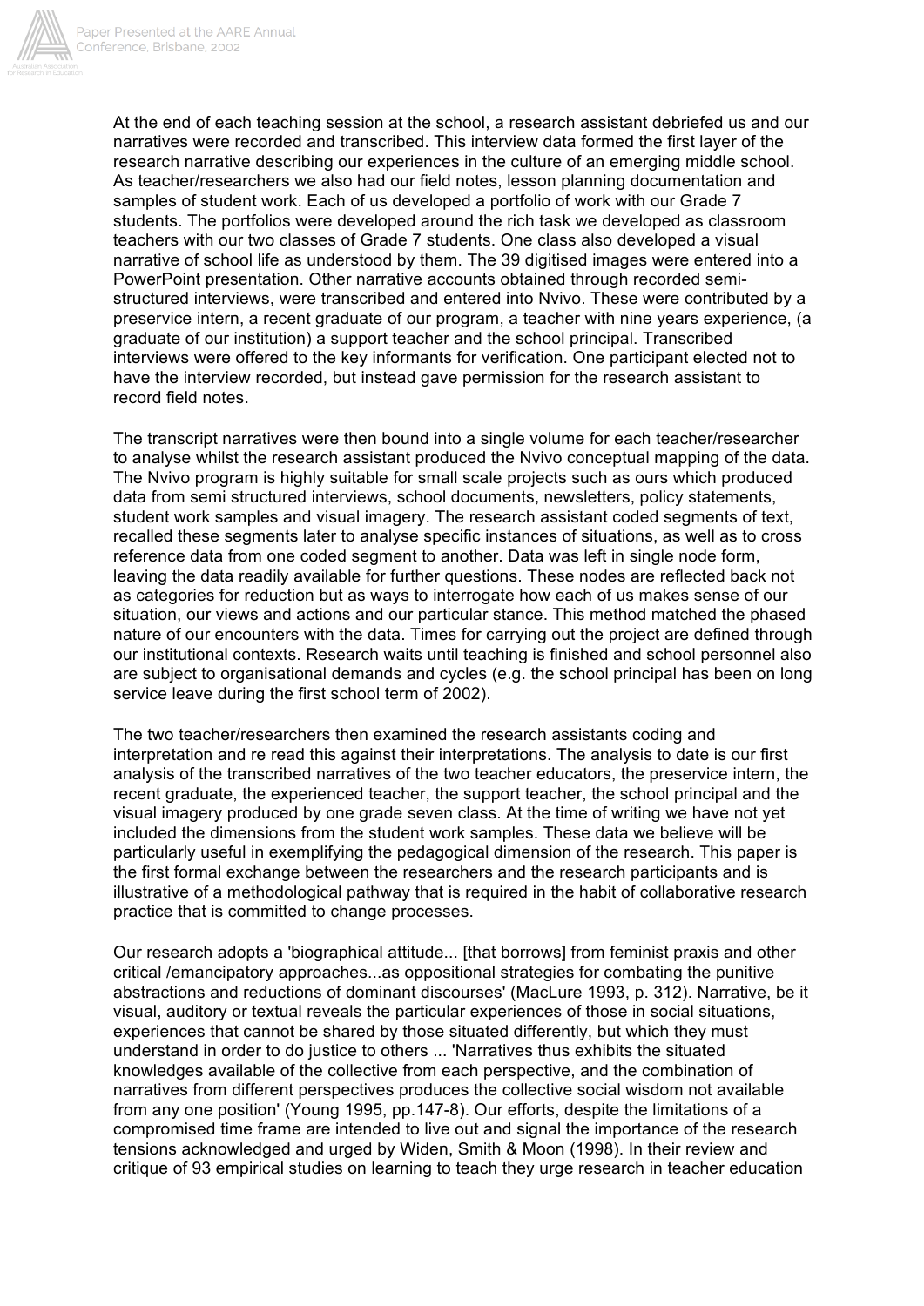At the end of each teaching session at the school, a research assistant debriefed us and our narratives were recorded and transcribed. This interview data formed the first layer of the research narrative describing our experiences in the culture of an emerging middle school. As teacher/researchers we also had our field notes, lesson planning documentation and samples of student work. Each of us developed a portfolio of work with our Grade 7 students. The portfolios were developed around the rich task we developed as classroom teachers with our two classes of Grade 7 students. One class also developed a visual narrative of school life as understood by them. The 39 digitised images were entered into a PowerPoint presentation. Other narrative accounts obtained through recorded semi-structured interviews, were transcribed and entered into Nvivo. These were contributed by a preservice intern, a recent graduate of our program, a teacher with nine years experience, (a graduate of our institution) a support teacher and the school principal. Transcribed interviews were offered to the key informants for verification. One participant elected not to have the interview recorded, but instead gave permission for the research assistant to record field notes.

The transcript narratives were then bound into a single volume for each teacher/researcher to analyse whilst the research assistant produced the Nvivo conceptual mapping of the data. The Nvivo program is highly suitable for small scale projects such as ours which produced data from semi structured interviews, school documents, newsletters, policy statements, student work samples and visual imagery. The research assistant coded segments of text, recalled these segments later to analyse specific instances of situations, as well as to cross reference data from one coded segment to another. Data was left in single node form, leaving the data readily available for further questions. These nodes are reflected back not as categories for reduction but as ways to interrogate how each of us makes sense of our situation, our views and actions and our particular stance. This method matched the phased nature of our encounters with the data. Times for carrying out the project are defined through our institutional contexts. Research waits until teaching is finished and school personnel also are subject to organisational demands and cycles (e.g. the school principal has been on long service leave during the first school term of 2002).

The two teacher/researchers then examined the research assistants coding and interpretation and re read this against their interpretations. The analysis to date is our first analysis of the transcribed narratives of the two teacher educators, the preservice intern, the recent graduate, the experienced teacher, the support teacher, the school principal and the visual imagery produced by one grade seven class. At the time of writing we have not yet included the dimensions from the student work samples. These data we believe will be particularly useful in exemplifying the pedagogical dimension of the research. This paper is the first formal exchange between the researchers and the research participants and is illustrative of a methodological pathway that is required in the habit of collaborative research practice that is committed to change processes.

Our research adopts a 'biographical attitude... [that borrows] from feminist praxis and other critical /emancipatory approaches...as oppositional strategies for combating the punitive abstractions and reductions of dominant discourses' (MacLure 1993, p. 312). Narrative, be it visual, auditory or textual reveals the particular experiences of those in social situations, experiences that cannot be shared by those situated differently, but which they must understand in order to do justice to others ... 'Narratives thus exhibits the situated knowledges available of the collective from each perspective, and the combination of narratives from different perspectives produces the collective social wisdom not available from any one position' (Young 1995, pp.147-8). Our efforts, despite the limitations of a compromised time frame are intended to live out and signal the importance of the research tensions acknowledged and urged by Widen, Smith & Moon (1998). In their review and critique of 93 empirical studies on learning to teach they urge research in teacher education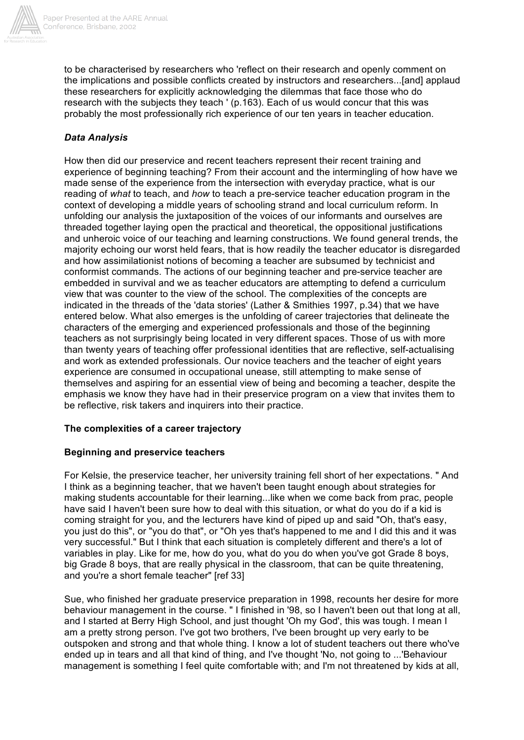to be characterised by researchers who 'reflect on their research and openly comment on the implications and possible conflicts created by instructors and researchers...[and] applaud these researchers for explicitly acknowledging the dilemmas that face those who do research with the subjects they teach ' (p.163). Each of us would concur that this was probably the most professionally rich experience of our ten years in teacher education.

### *Data Analysis*

How then did our preservice and recent teachers represent their recent training and experience of beginning teaching? From their account and the intermingling of how have we made sense of the experience from the intersection with everyday practice, what is our reading of *what* to teach, and *how* to teach a pre-service teacher education program in the context of developing a middle years of schooling strand and local curriculum reform. In unfolding our analysis the juxtaposition of the voices of our informants and ourselves are threaded together laying open the practical and theoretical, the oppositional justifications and unheroic voice of our teaching and learning constructions. We found general trends, the majority echoing our worst held fears, that is how readily the teacher educator is disregarded and how assimilationist notions of becoming a teacher are subsumed by technicist and conformist commands. The actions of our beginning teacher and pre-service teacher are embedded in survival and we as teacher educators are attempting to defend a curriculum view that was counter to the view of the school. The complexities of the concepts are indicated in the threads of the 'data stories' (Lather & Smithies 1997, p.34) that we have entered below. What also emerges is the unfolding of career trajectories that delineate the characters of the emerging and experienced professionals and those of the beginning teachers as not surprisingly being located in very different spaces. Those of us with more than twenty years of teaching offer professional identities that are reflective, self-actualising and work as extended professionals. Our novice teachers and the teacher of eight years experience are consumed in occupational unease, still attempting to make sense of themselves and aspiring for an essential view of being and becoming a teacher, despite the emphasis we know they have had in their preservice program on a view that invites them to be reflective, risk takers and inquirers into their practice.

### **The complexities of a career trajectory**

### **Beginning and preservice teachers**

For Kelsie, the preservice teacher, her university training fell short of her expectations. " And I think as a beginning teacher, that we haven't been taught enough about strategies for making students accountable for their learning...like when we come back from prac, people have said I haven't been sure how to deal with this situation, or what do you do if a kid is coming straight for you, and the lecturers have kind of piped up and said "Oh, that's easy, you just do this", or "you do that", or "Oh yes that's happened to me and I did this and it was very successful." But I think that each situation is completely different and there's a lot of variables in play. Like for me, how do you, what do you do when you've got Grade 8 boys, big Grade 8 boys, that are really physical in the classroom, that can be quite threatening, and you're a short female teacher" [ref 33]

Sue, who finished her graduate preservice preparation in 1998, recounts her desire for more behaviour management in the course. " I finished in '98, so I haven't been out that long at all, and I started at Berry High School, and just thought 'Oh my God', this was tough. I mean I am a pretty strong person. I've got two brothers, I've been brought up very early to be outspoken and strong and that whole thing. I know a lot of student teachers out there who've ended up in tears and all that kind of thing, and I've thought 'No, not going to ...'Behaviour management is something I feel quite comfortable with; and I'm not threatened by kids at all,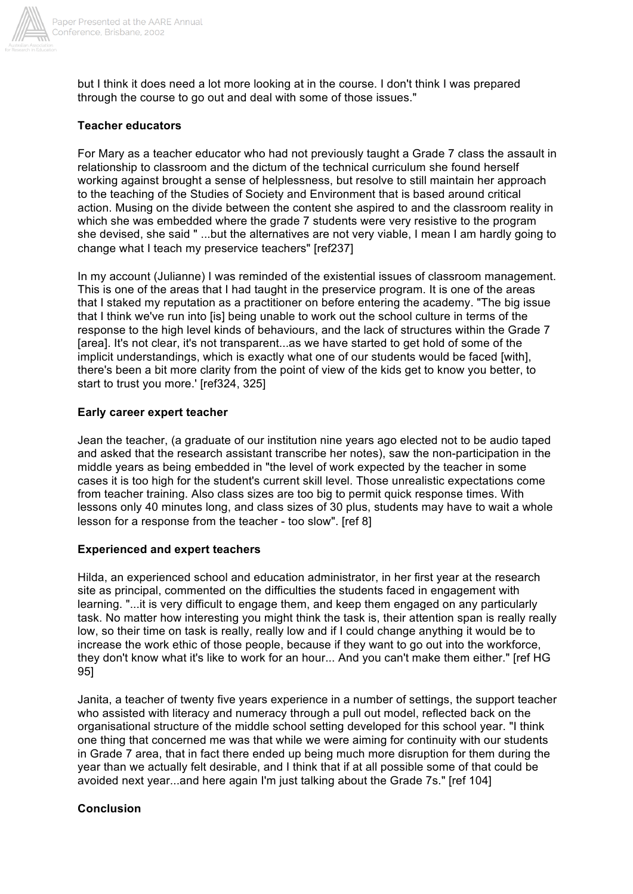but I think it does need a lot more looking at in the course. I don't think I was prepared through the course to go out and deal with some of those issues."

**Teacher educators**

For Mary as a teacher educator who had not previously taught a Grade 7 class the assault in relationship to classroom and the dictum of the technical curriculum she found herself working against brought a sense of helplessness, but resolve to still maintain her approach to the teaching of the Studies of Society and Environment that is based around critical action. Musing on the divide between the content she aspired to and the classroom reality in which she was embedded where the grade 7 students were very resistive to the program she devised, she said " ...but the alternatives are not very viable, I mean I am hardly going to change what I teach my preservice teachers" [ref237]

In my account (Julianne) I was reminded of the existential issues of classroom management. This is one of the areas that I had taught in the preservice program. It is one of the areas that I staked my reputation as a practitioner on before entering the academy. "The big issue that I think we've run into [is] being unable to work out the school culture in terms of the response to the high level kinds of behaviours, and the lack of structures within the Grade 7 [area]. It's not clear, it's not transparent...as we have started to get hold of some of the implicit understandings, which is exactly what one of our students would be faced [with], there's been a bit more clarity from the point of view of the kids get to know you better, to start to trust you more.' [ref324, 325]

**Early career expert teacher**

Jean the teacher, (a graduate of our institution nine years ago elected not to be audio taped and asked that the research assistant transcribe her notes), saw the non-participation in the middle years as being embedded in "the level of work expected by the teacher in some cases it is too high for the student's current skill level. Those unrealistic expectations come from teacher training. Also class sizes are too big to permit quick response times. With lessons only 40 minutes long, and class sizes of 30 plus, students may have to wait a whole lesson for a response from the teacher - too slow". [ref 8]

**Experienced and expert teachers**

Hilda, an experienced school and education administrator, in her first year at the research site as principal, commented on the difficulties the students faced in engagement with learning. "...it is very difficult to engage them, and keep them engaged on any particularly task. No matter how interesting you might think the task is, their attention span is really really low, so their time on task is really, really low and if I could change anything it would be to increase the work ethic of those people, because if they want to go out into the workforce, they don't know what it's like to work for an hour... And you can't make them either." [ref HG 95]

Janita, a teacher of twenty five years experience in a number of settings, the support teacher who assisted with literacy and numeracy through a pull out model, reflected back on the organisational structure of the middle school setting developed for this school year. "I think one thing that concerned me was that while we were aiming for continuity with our students in Grade 7 area, that in fact there ended up being much more disruption for them during the year than we actually felt desirable, and I think that if at all possible some of that could be avoided next year...and here again I'm just talking about the Grade 7s." [ref 104]

**Conclusion**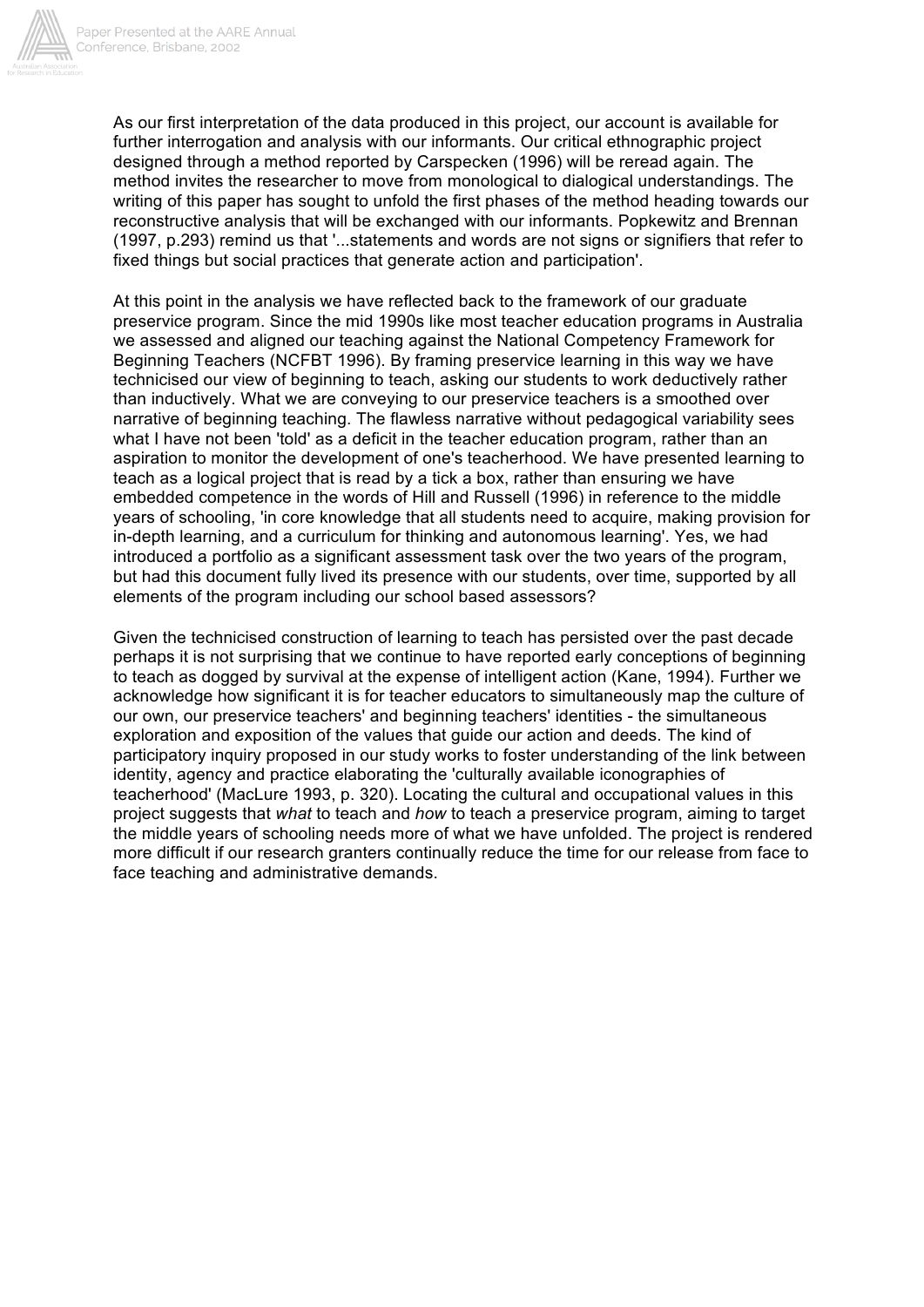As our first interpretation of the data produced in this project, our account is available for further interrogation and analysis with our informants. Our critical ethnographic project designed through a method reported by Carspecken (1996) will be reread again. The method invites the researcher to move from monological to dialogical understandings. The writing of this paper has sought to unfold the first phases of the method heading towards our reconstructive analysis that will be exchanged with our informants. Popkewitz and Brennan (1997, p.293) remind us that '...statements and words are not signs or signifiers that refer to fixed things but social practices that generate action and participation'.

At this point in the analysis we have reflected back to the framework of our graduate preservice program. Since the mid 1990s like most teacher education programs in Australia we assessed and aligned our teaching against the National Competency Framework for Beginning Teachers (NCFBT 1996). By framing preservice learning in this way we have technicised our view of beginning to teach, asking our students to work deductively rather than inductively. What we are conveying to our preservice teachers is a smoothed over narrative of beginning teaching. The flawless narrative without pedagogical variability sees what I have not been 'told' as a deficit in the teacher education program, rather than an aspiration to monitor the development of one's teacherhood. We have presented learning to teach as a logical project that is read by a tick a box, rather than ensuring we have embedded competence in the words of Hill and Russell (1996) in reference to the middle years of schooling, 'in core knowledge that all students need to acquire, making provision for in-depth learning, and a curriculum for thinking and autonomous learning'. Yes, we had introduced a portfolio as a significant assessment task over the two years of the program, but had this document fully lived its presence with our students, over time, supported by all elements of the program including our school based assessors?

Given the technicised construction of learning to teach has persisted over the past decade perhaps it is not surprising that we continue to have reported early conceptions of beginning to teach as dogged by survival at the expense of intelligent action (Kane, 1994). Further we acknowledge how significant it is for teacher educators to simultaneously map the culture of our own, our preservice teachers' and beginning teachers' identities - the simultaneous exploration and exposition of the values that guide our action and deeds. The kind of participatory inquiry proposed in our study works to foster understanding of the link between identity, agency and practice elaborating the 'culturally available iconographies of teacherhood' (MacLure 1993, p. 320). Locating the cultural and occupational values in this project suggests that *what* to teach and *how* to teach a preservice program, aiming to target the middle years of schooling needs more of what we have unfolded. The project is rendered more difficult if our research granters continually reduce the time for our release from face to face teaching and administrative demands.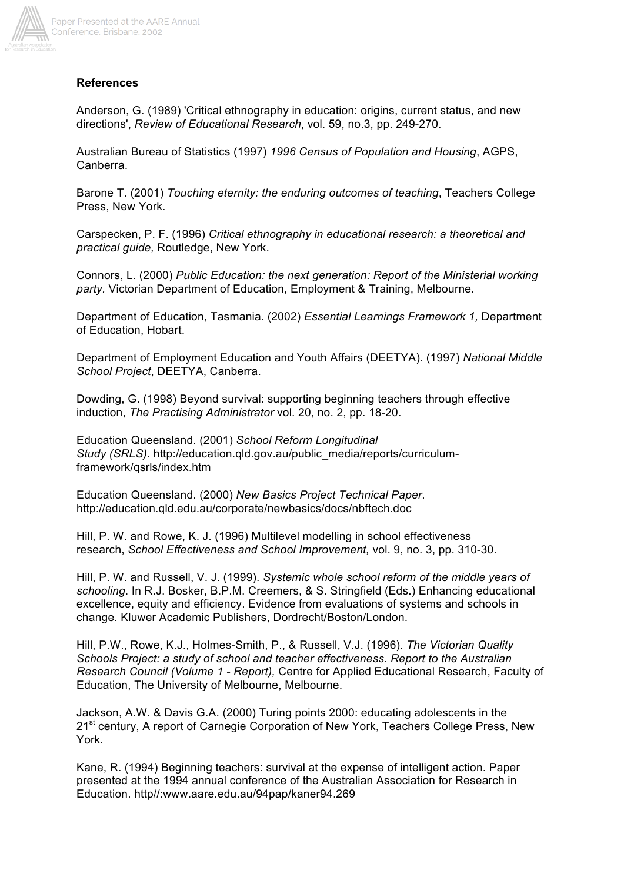**References**

Anderson, G. (1989) 'Critical ethnography in education: origins, current status, and new directions', *Review of Educational Research*, vol. 59, no.3, pp. 249-270.

Australian Bureau of Statistics (1997) *1996 Census of Population and Housing*, AGPS, Canberra.

Barone T. (2001) *Touching eternity: the enduring outcomes of teaching*, Teachers College Press, New York.

Carspecken, P. F. (1996) *Critical ethnography in educational research: a theoretical and practical guide,* Routledge, New York.

Connors, L. (2000) *Public Education: the next generation: Report of the Ministerial working party.* Victorian Department of Education, Employment & Training, Melbourne.

Department of Education, Tasmania. (2002) *Essential Learnings Framework 1,* Department of Education, Hobart.

Department of Employment Education and Youth Affairs (DEETYA). (1997) *National Middle School Project*, DEETYA, Canberra.

Dowding, G. (1998) Beyond survival: supporting beginning teachers through effective induction, *The Practising Administrator* vol. 20, no. 2, pp. 18-20.

Education Queensland. (2001) *School Reform Longitudinal Study (SRLS).* http://education.qld.gov.au/public_media/reports/curriculum-framework/qsrls/index.htm

Education Queensland. (2000) *New Basics Project Technical Paper*. http://education.qld.edu.au/corporate/newbasics/docs/nbftech.doc

Hill, P. W. and Rowe, K. J. (1996) Multilevel modelling in school effectiveness research, *School Effectiveness and School Improvement,* vol. 9, no. 3, pp. 310-30.

Hill, P. W. and Russell, V. J. (1999). *Systemic whole school reform of the middle years of schooling*. In R.J. Bosker, B.P.M. Creemers, & S. Stringfield (Eds.) Enhancing educational excellence, equity and efficiency. Evidence from evaluations of systems and schools in change. Kluwer Academic Publishers, Dordrecht/Boston/London.

Hill, P.W., Rowe, K.J., Holmes-Smith, P., & Russell, V.J. (1996). *The Victorian Quality Schools Project: a study of school and teacher effectiveness. Report to the Australian Research Council (Volume 1 - Report),* Centre for Applied Educational Research, Faculty of Education, The University of Melbourne, Melbourne.

Jackson, A.W. & Davis G.A. (2000) Turing points 2000: educating adolescents in the 21st century, A report of Carnegie Corporation of New York, Teachers College Press, New York.

Kane, R. (1994) Beginning teachers: survival at the expense of intelligent action. Paper presented at the 1994 annual conference of the Australian Association for Research in Education. http//:www.aare.edu.au/94pap/kaner94.269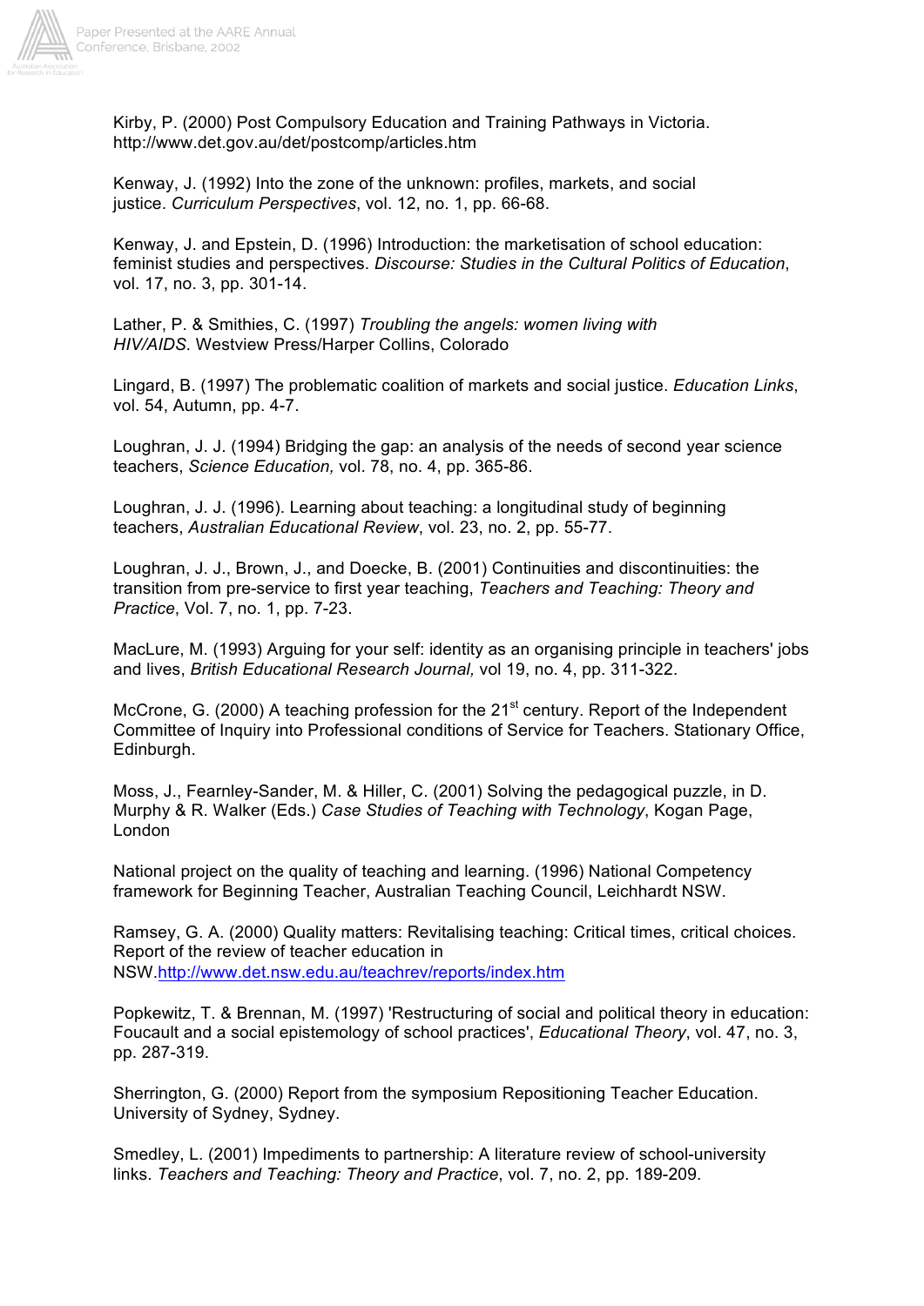Kirby, P. (2000) Post Compulsory Education and Training Pathways in Victoria. http://www.det.gov.au/det/postcomp/articles.htm

Kenway, J. (1992) Into the zone of the unknown: profiles, markets, and social justice. *Curriculum Perspectives*, vol. 12, no. 1, pp. 66-68.

Kenway, J. and Epstein, D. (1996) Introduction: the marketisation of school education: feminist studies and perspectives. *Discourse: Studies in the Cultural Politics of Education*, vol. 17, no. 3, pp. 301-14.

Lather, P. & Smithies, C. (1997) *Troubling the angels: women living with HIV/AIDS*. Westview Press/Harper Collins, Colorado

Lingard, B. (1997) The problematic coalition of markets and social justice. *Education Links*, vol. 54, Autumn, pp. 4-7.

Loughran, J. J. (1994) Bridging the gap: an analysis of the needs of second year science teachers, *Science Education,* vol. 78, no. 4, pp. 365-86.

Loughran, J. J. (1996). Learning about teaching: a longitudinal study of beginning teachers, *Australian Educational Review*, vol. 23, no. 2, pp. 55-77.

Loughran, J. J., Brown, J., and Doecke, B. (2001) Continuities and discontinuities: the transition from pre-service to first year teaching, *Teachers and Teaching: Theory and Practice*, Vol. 7, no. 1, pp. 7-23.

MacLure, M. (1993) Arguing for your self: identity as an organising principle in teachers' jobs and lives, *British Educational Research Journal,* vol 19, no. 4, pp. 311-322.

McCrone, G. (2000) A teaching profession for the 21st century. Report of the Independent Committee of Inquiry into Professional conditions of Service for Teachers. Stationary Office, Edinburgh.

Moss, J., Fearnley-Sander, M. & Hiller, C. (2001) Solving the pedagogical puzzle, in D. Murphy & R. Walker (Eds.) *Case Studies of Teaching with Technology*, Kogan Page, London

National project on the quality of teaching and learning. (1996) National Competency framework for Beginning Teacher, Australian Teaching Council, Leichhardt NSW.

Ramsey, G. A. (2000) Quality matters: Revitalising teaching: Critical times, critical choices. Report of the review of teacher education in NSW.http://www.det.nsw.edu.au/teachrev/reports/index.htm

Popkewitz, T. & Brennan, M. (1997) 'Restructuring of social and political theory in education: Foucault and a social epistemology of school practices', *Educational Theory*, vol. 47, no. 3, pp. 287-319.

Sherrington, G. (2000) Report from the symposium Repositioning Teacher Education. University of Sydney, Sydney.

Smedley, L. (2001) Impediments to partnership: A literature review of school-university links. *Teachers and Teaching: Theory and Practice*, vol. 7, no. 2, pp. 189-209.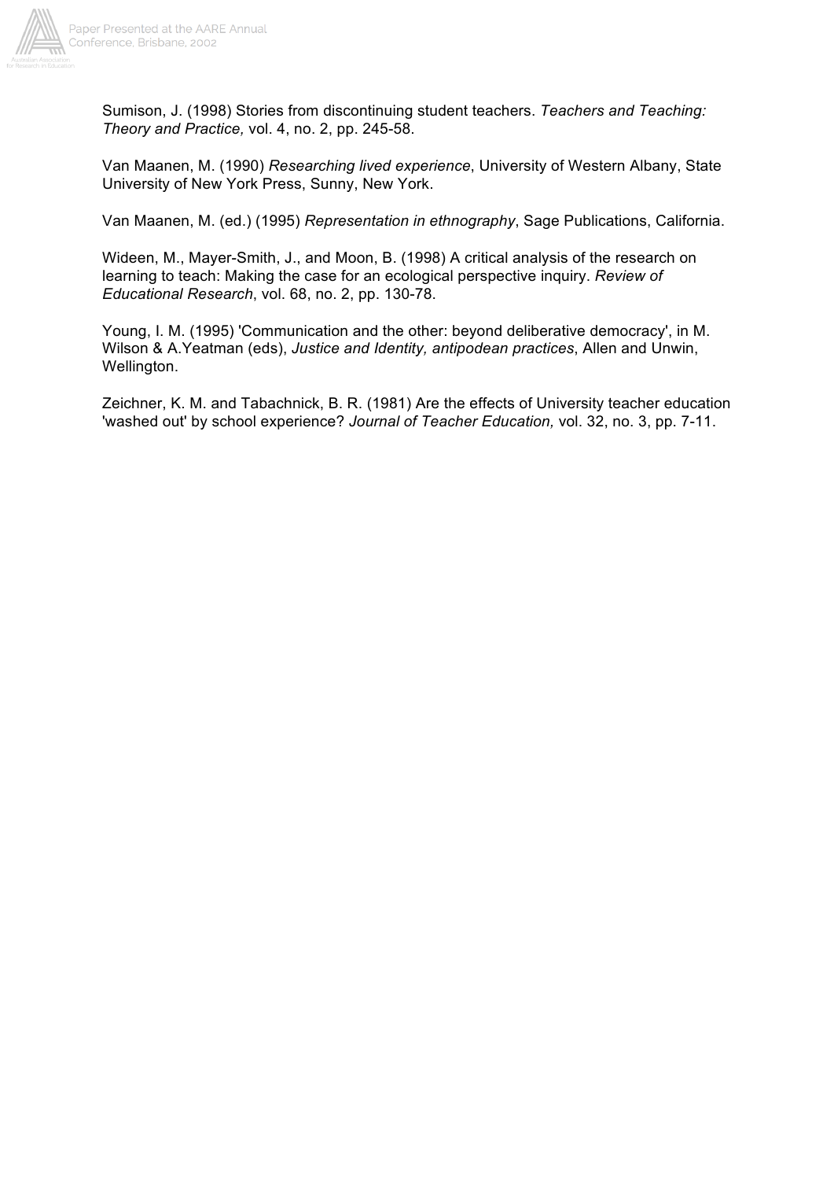Sumison, J. (1998) Stories from discontinuing student teachers. *Teachers and Teaching: Theory and Practice,* vol. 4, no. 2, pp. 245-58.

Van Maanen, M. (1990) *Researching lived experience*, University of Western Albany, State University of New York Press, Sunny, New York.

Van Maanen, M. (ed.) (1995) *Representation in ethnography*, Sage Publications, California.

Wideen, M., Mayer-Smith, J., and Moon, B. (1998) A critical analysis of the research on learning to teach: Making the case for an ecological perspective inquiry. *Review of Educational Research*, vol. 68, no. 2, pp. 130-78.

Young, I. M. (1995) 'Communication and the other: beyond deliberative democracy', in M. Wilson & A.Yeatman (eds), *Justice and Identity, antipodean practices*, Allen and Unwin, Wellington.

Zeichner, K. M. and Tabachnick, B. R. (1981) Are the effects of University teacher education 'washed out' by school experience? *Journal of Teacher Education,* vol. 32, no. 3, pp. 7-11.